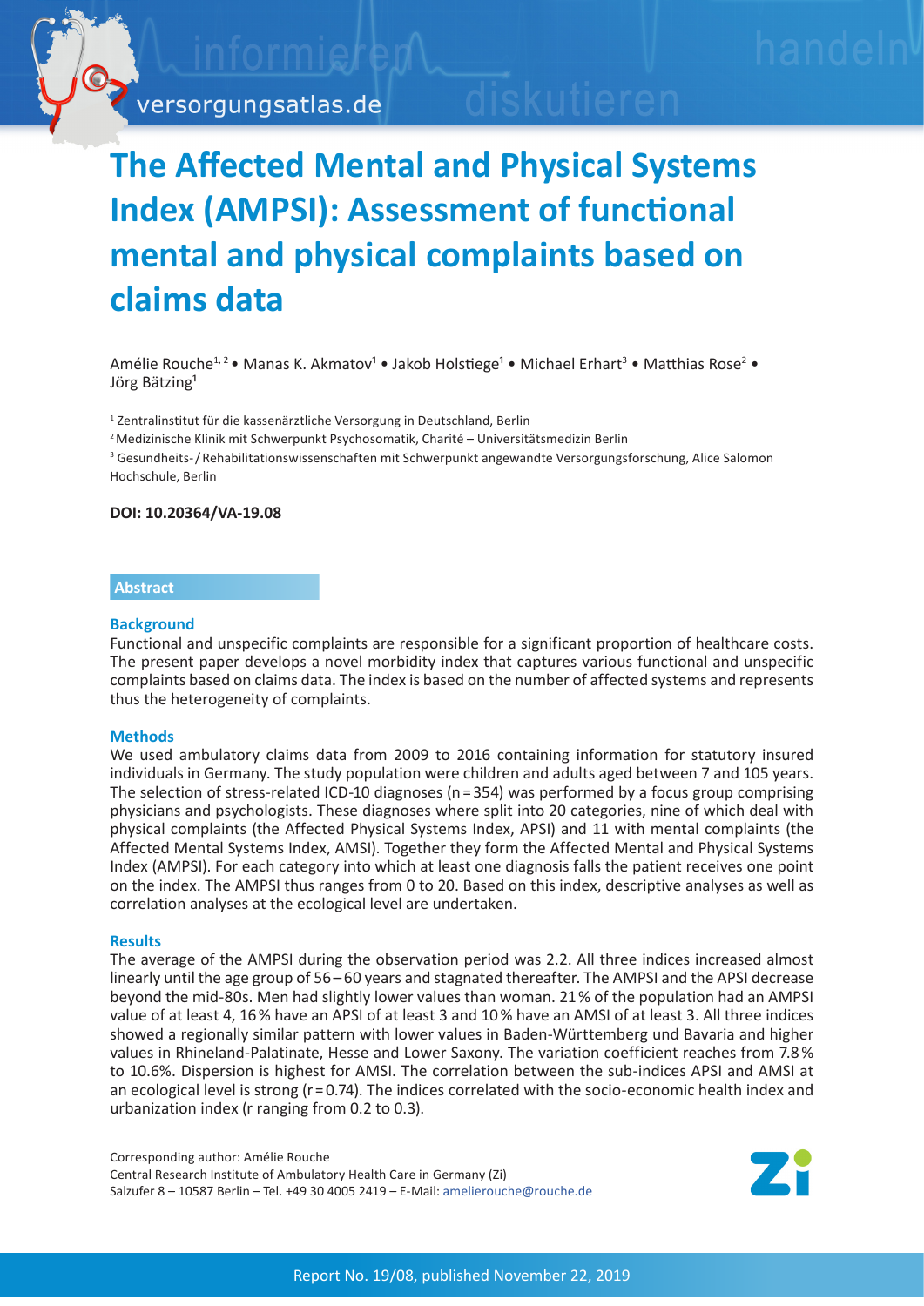# The Affected Mental and Physical Systems Index (AMPSI): Assessment of functional mental and physical complaints based on claims data

Amélie Rouche[1, 2] • Manas K. Akmatov[1] • Jakob Holstiege[1] • Michael Erhart[3] • Matthias Rose[2] • Jörg Bätzing[1]

[1] Zentralinstitut für die kassenärztliche Versorgung in Deutschland, Berlin
[2] Medizinische Klinik mit Schwerpunkt Psychosomatik, Charité – Universitätsmedizin Berlin
[3] Gesundheits-/Rehabilitationswissenschaften mit Schwerpunkt angewandte Versorgungsforschung, Alice Salomon Hochschule, Berlin

**DOI: 10.20364/VA-19.08**

## Abstract

### Background

Functional and unspecific complaints are responsible for a significant proportion of healthcare costs. The present paper develops a novel morbidity index that captures various functional and unspecific complaints based on claims data. The index is based on the number of affected systems and represents thus the heterogeneity of complaints.

### Methods

We used ambulatory claims data from 2009 to 2016 containing information for statutory insured individuals in Germany. The study population were children and adults aged between 7 and 105 years. The selection of stress-related ICD-10 diagnoses (n = 354) was performed by a focus group comprising physicians and psychologists. These diagnoses where split into 20 categories, nine of which deal with physical complaints (the Affected Physical Systems Index, APSI) and 11 with mental complaints (the Affected Mental Systems Index, AMSI). Together they form the Affected Mental and Physical Systems Index (AMPSI). For each category into which at least one diagnosis falls the patient receives one point on the index. The AMPSI thus ranges from 0 to 20. Based on this index, descriptive analyses as well as correlation analyses at the ecological level are undertaken.

### Results

The average of the AMPSI during the observation period was 2.2. All three indices increased almost linearly until the age group of 56–60 years and stagnated thereafter. The AMPSI and the APSI decrease beyond the mid-80s. Men had slightly lower values than woman. 21 % of the population had an AMPSI value of at least 4, 16 % have an APSI of at least 3 and 10 % have an AMSI of at least 3. All three indices showed a regionally similar pattern with lower values in Baden-Württemberg und Bavaria and higher values in Rhineland-Palatinate, Hesse and Lower Saxony. The variation coefficient reaches from 7.8 % to 10.6%. Dispersion is highest for AMSI. The correlation between the sub-indices APSI and AMSI at an ecological level is strong (r = 0.74). The indices correlated with the socio-economic health index and urbanization index (r ranging from 0.2 to 0.3).

Corresponding author: Amélie Rouche
Central Research Institute of Ambulatory Health Care in Germany (Zi)
Salzufer 8 – 10587 Berlin – Tel. +49 30 4005 2419 – E-Mail: amelierouche@rouche.de

Report No. 19/08, published November 22, 2019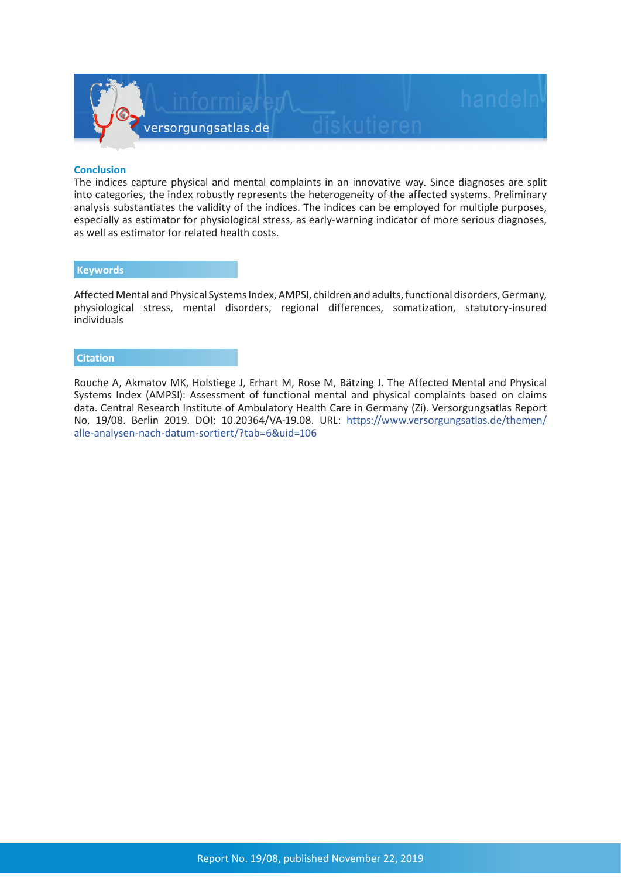## Conclusion

The indices capture physical and mental complaints in an innovative way. Since diagnoses are split into categories, the index robustly represents the heterogeneity of the affected systems. Preliminary analysis substantiates the validity of the indices. The indices can be employed for multiple purposes, especially as estimator for physiological stress, as early-warning indicator of more serious diagnoses, as well as estimator for related health costs.

## Keywords

Affected Mental and Physical Systems Index, AMPSI, children and adults, functional disorders, Germany, physiological stress, mental disorders, regional differences, somatization, statutory-insured individuals

## Citation

Rouche A, Akmatov MK, Holstiege J, Erhart M, Rose M, Bätzing J. The Affected Mental and Physical Systems Index (AMPSI): Assessment of functional mental and physical complaints based on claims data. Central Research Institute of Ambulatory Health Care in Germany (Zi). Versorgungsatlas Report No. 19/08. Berlin 2019. DOI: 10.20364/VA-19.08. URL: https://www.versorgungsatlas.de/themen/alle-analysen-nach-datum-sortiert/?tab=6&uid=106

Report No. 19/08, published November 22, 2019